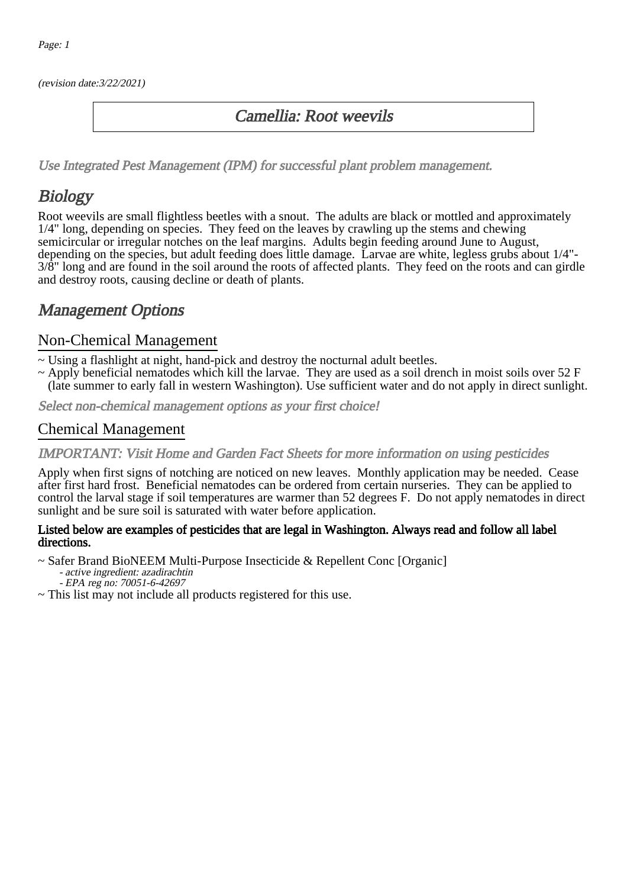*(revision date:3/22/2021)*

# *Camellia: Root weevils*

*Use Integrated Pest Management (IPM) for successful plant problem management.*

## *Biology*

Root weevils are small flightless beetles with a snout. The adults are black or mottled and approximately 1/4" long, depending on species. They feed on the leaves by crawling up the stems and chewing semicircular or irregular notches on the leaf margins. Adults begin feeding around June to August, depending on the species, but adult feeding does little damage. Larvae are white, legless grubs about 1/4"-3/8" long and are found in the soil around the roots of affected plants. They feed on the roots and can girdle and destroy roots, causing decline or death of plants.

## *Management Options*

### Non-Chemical Management

~ Using a flashlight at night, hand-pick and destroy the nocturnal adult beetles.
~ Apply beneficial nematodes which kill the larvae. They are used as a soil drench in moist soils over 52 F (late summer to early fall in western Washington). Use sufficient water and do not apply in direct sunlight.

*Select non-chemical management options as your first choice!*

### Chemical Management

*IMPORTANT: Visit Home and Garden Fact Sheets for more information on using pesticides*

Apply when first signs of notching are noticed on new leaves. Monthly application may be needed. Cease after first hard frost. Beneficial nematodes can be ordered from certain nurseries. They can be applied to control the larval stage if soil temperatures are warmer than 52 degrees F. Do not apply nematodes in direct sunlight and be sure soil is saturated with water before application.

**Listed below are examples of pesticides that are legal in Washington. Always read and follow all label directions.**

~ Safer Brand BioNEEM Multi-Purpose Insecticide & Repellent Conc [Organic]
  - *active ingredient: azadirachtin*
  - *EPA reg no: 70051-6-42697*

~ This list may not include all products registered for this use.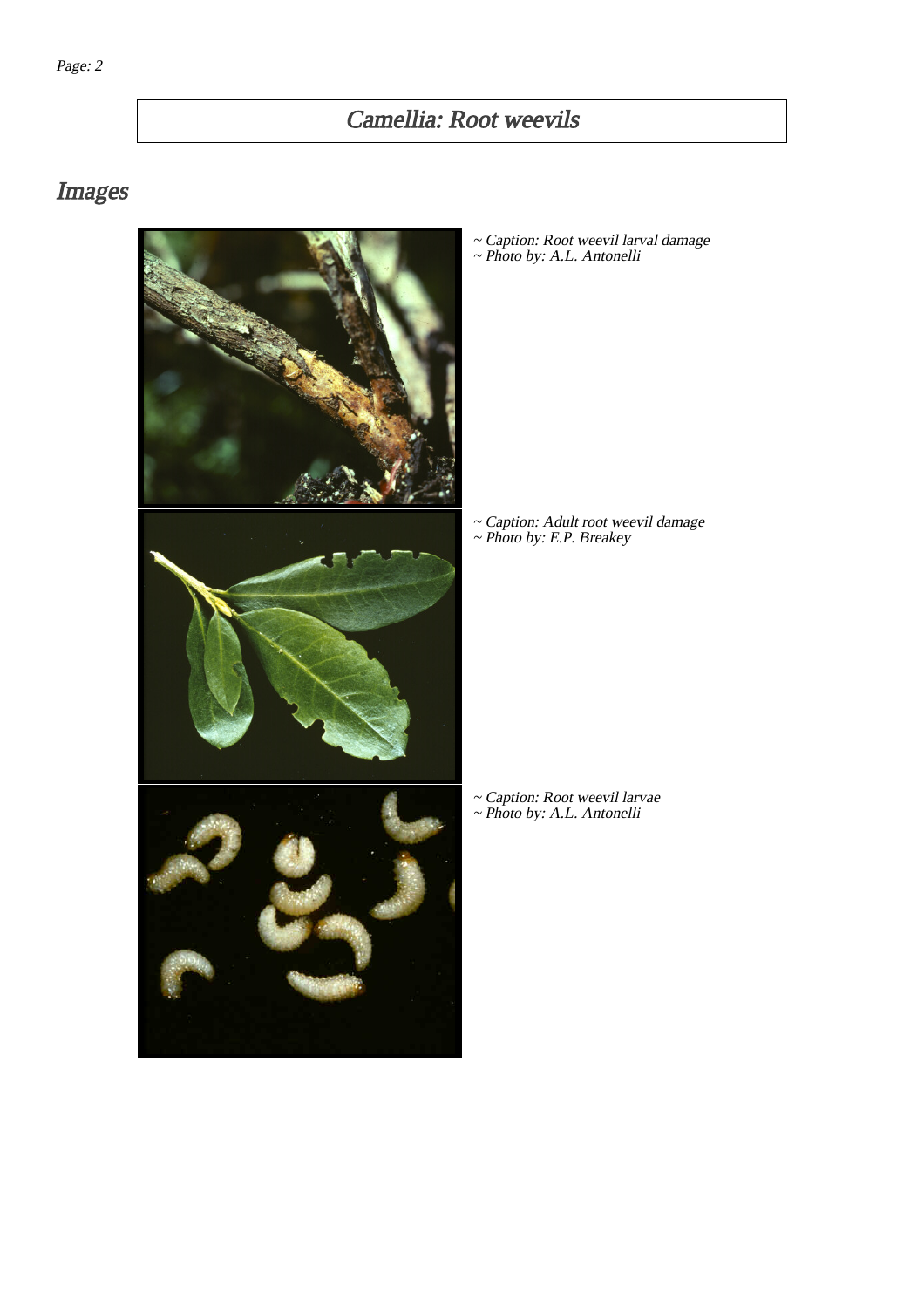# Camellia: Root weevils

## Images

~ Caption: Root weevil larval damage
~ Photo by: A.L. Antonelli

~ Caption: Adult root weevil damage
~ Photo by: E.P. Breakey

~ Caption: Root weevil larvae
~ Photo by: A.L. Antonelli